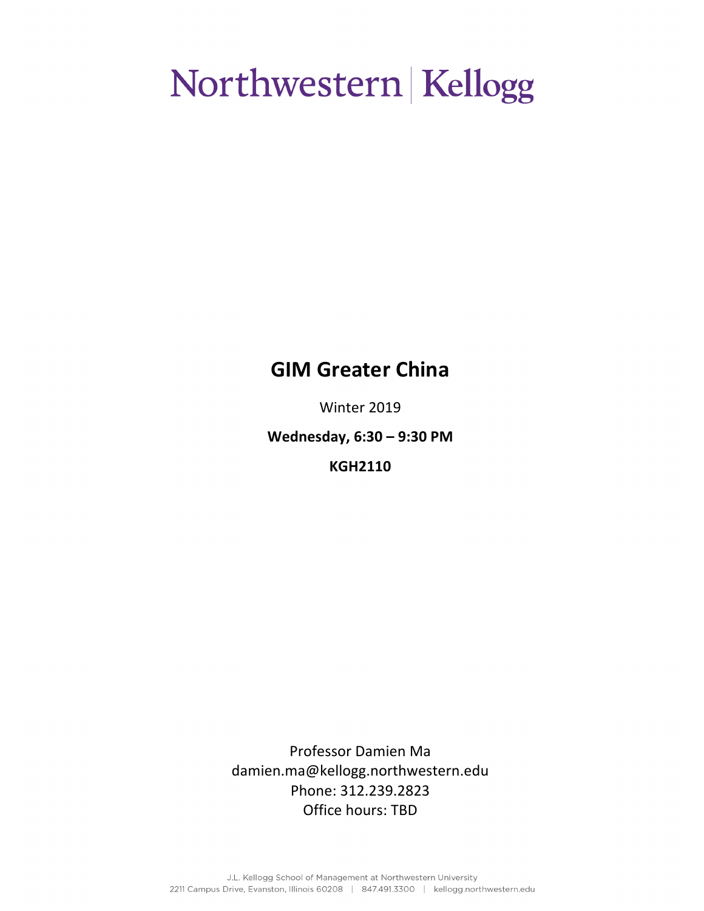Northwestern | Kellogg

# GIM Greater China

Winter 2019

**Wednesday, 6:30 – 9:30 PM**

**KGH2110**

Professor Damien Ma
damien.ma@kellogg.northwestern.edu
Phone: 312.239.2823
Office hours: TBD

J.L. Kellogg School of Management at Northwestern University
2211 Campus Drive, Evanston, Illinois 60208 | 847.491.3300 | kellogg.northwestern.edu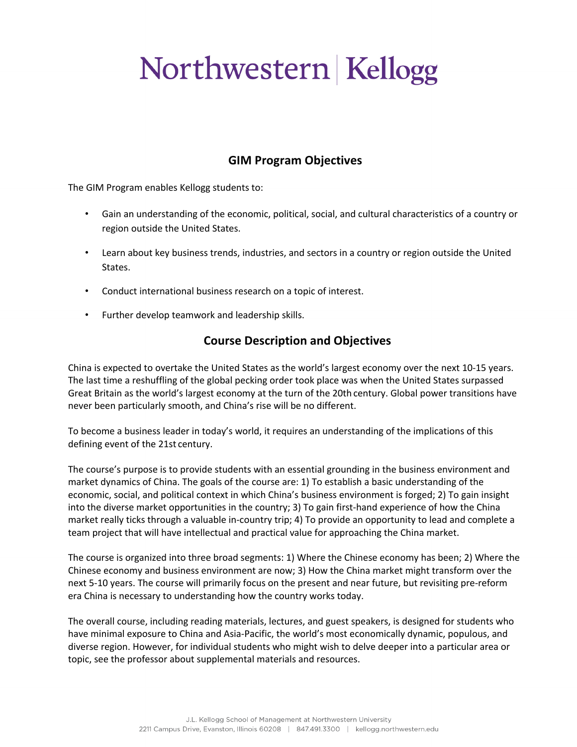## GIM Program Objectives

The GIM Program enables Kellogg students to:

- Gain an understanding of the economic, political, social, and cultural characteristics of a country or region outside the United States.
- Learn about key business trends, industries, and sectors in a country or region outside the United States.
- Conduct international business research on a topic of interest.
- Further develop teamwork and leadership skills.

## Course Description and Objectives

China is expected to overtake the United States as the world's largest economy over the next 10-15 years. The last time a reshuffling of the global pecking order took place was when the United States surpassed Great Britain as the world's largest economy at the turn of the 20th century. Global power transitions have never been particularly smooth, and China's rise will be no different.

To become a business leader in today's world, it requires an understanding of the implications of this defining event of the 21st century.

The course's purpose is to provide students with an essential grounding in the business environment and market dynamics of China. The goals of the course are: 1) To establish a basic understanding of the economic, social, and political context in which China's business environment is forged; 2) To gain insight into the diverse market opportunities in the country; 3) To gain first-hand experience of how the China market really ticks through a valuable in-country trip; 4) To provide an opportunity to lead and complete a team project that will have intellectual and practical value for approaching the China market.

The course is organized into three broad segments: 1) Where the Chinese economy has been; 2) Where the Chinese economy and business environment are now; 3) How the China market might transform over the next 5-10 years. The course will primarily focus on the present and near future, but revisiting pre-reform era China is necessary to understanding how the country works today.

The overall course, including reading materials, lectures, and guest speakers, is designed for students who have minimal exposure to China and Asia-Pacific, the world's most economically dynamic, populous, and diverse region. However, for individual students who might wish to delve deeper into a particular area or topic, see the professor about supplemental materials and resources.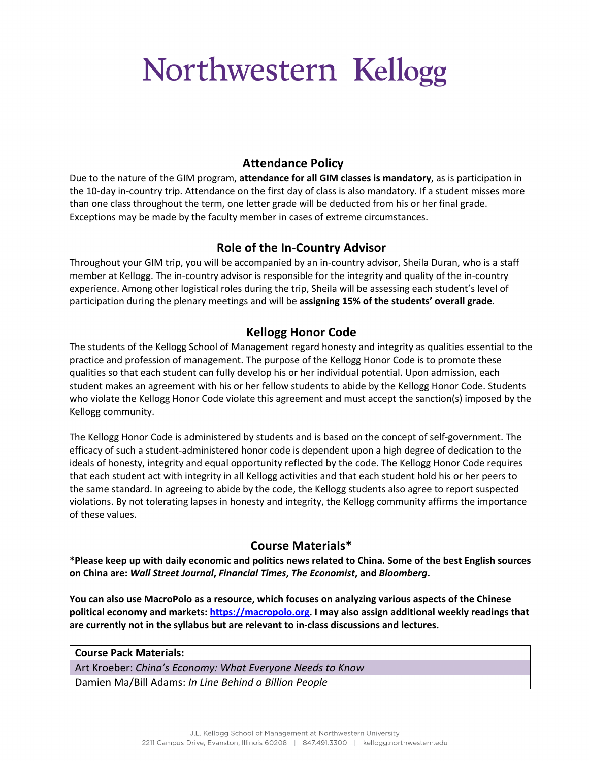## Attendance Policy

Due to the nature of the GIM program, **attendance for all GIM classes is mandatory**, as is participation in the 10-day in-country trip. Attendance on the first day of class is also mandatory. If a student misses more than one class throughout the term, one letter grade will be deducted from his or her final grade. Exceptions may be made by the faculty member in cases of extreme circumstances.

## Role of the In-Country Advisor

Throughout your GIM trip, you will be accompanied by an in-country advisor, Sheila Duran, who is a staff member at Kellogg. The in-country advisor is responsible for the integrity and quality of the in-country experience. Among other logistical roles during the trip, Sheila will be assessing each student's level of participation during the plenary meetings and will be **assigning 15% of the students' overall grade**.

## Kellogg Honor Code

The students of the Kellogg School of Management regard honesty and integrity as qualities essential to the practice and profession of management. The purpose of the Kellogg Honor Code is to promote these qualities so that each student can fully develop his or her individual potential. Upon admission, each student makes an agreement with his or her fellow students to abide by the Kellogg Honor Code. Students who violate the Kellogg Honor Code violate this agreement and must accept the sanction(s) imposed by the Kellogg community.

The Kellogg Honor Code is administered by students and is based on the concept of self-government. The efficacy of such a student-administered honor code is dependent upon a high degree of dedication to the ideals of honesty, integrity and equal opportunity reflected by the code. The Kellogg Honor Code requires that each student act with integrity in all Kellogg activities and that each student hold his or her peers to the same standard. In agreeing to abide by the code, the Kellogg students also agree to report suspected violations. By not tolerating lapses in honesty and integrity, the Kellogg community affirms the importance of these values.

## Course Materials*

***Please keep up with daily economic and politics news related to China. Some of the best English sources on China are: *Wall Street Journal*, *Financial Times*, *The Economist*, and *Bloomberg*.**

**You can also use MacroPolo as a resource, which focuses on analyzing various aspects of the Chinese political economy and markets: https://macropolo.org. I may also assign additional weekly readings that are currently not in the syllabus but are relevant to in-class discussions and lectures.**

| **Course Pack Materials:** |
| --- |
| Art Kroeber: *China's Economy: What Everyone Needs to Know* |
| Damien Ma/Bill Adams: *In Line Behind a Billion People* |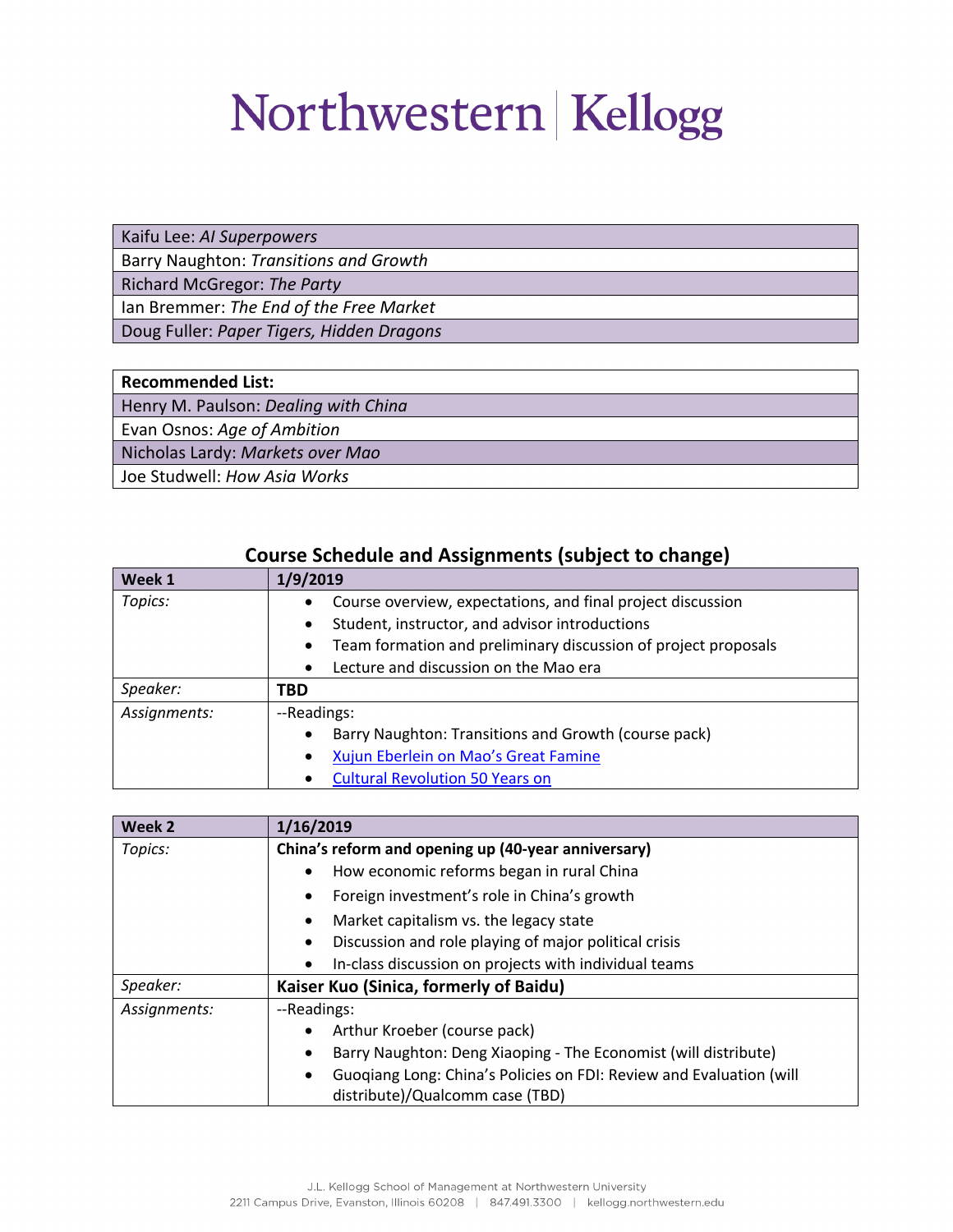| Kaifu Lee: *AI Superpowers* |
| --- |
| Barry Naughton: *Transitions and Growth* |
| Richard McGregor: *The Party* |
| Ian Bremmer: *The End of the Free Market* |
| Doug Fuller: *Paper Tigers, Hidden Dragons* |

| **Recommended List:** |
| --- |
| Henry M. Paulson: *Dealing with China* |
| Evan Osnos: *Age of Ambition* |
| Nicholas Lardy: *Markets over Mao* |
| Joe Studwell: *How Asia Works* |

## Course Schedule and Assignments (subject to change)

| **Week 1** | **1/9/2019** |
| --- | --- |
| *Topics:* | • Course overview, expectations, and final project discussion<br>• Student, instructor, and advisor introductions<br>• Team formation and preliminary discussion of project proposals<br>• Lecture and discussion on the Mao era |
| *Speaker:* | **TBD** |
| *Assignments:* | --Readings:<br>• Barry Naughton: Transitions and Growth (course pack)<br>• Xujun Eberlein on Mao's Great Famine<br>• Cultural Revolution 50 Years on |

| **Week 2** | **1/16/2019** |
| --- | --- |
| *Topics:* | **China's reform and opening up (40-year anniversary)**<br>• How economic reforms began in rural China<br>• Foreign investment's role in China's growth<br>• Market capitalism vs. the legacy state<br>• Discussion and role playing of major political crisis<br>• In-class discussion on projects with individual teams |
| *Speaker:* | **Kaiser Kuo (Sinica, formerly of Baidu)** |
| *Assignments:* | --Readings:<br>• Arthur Kroeber (course pack)<br>• Barry Naughton: Deng Xiaoping - The Economist (will distribute)<br>• Guoqiang Long: China's Policies on FDI: Review and Evaluation (will distribute)/Qualcomm case (TBD) |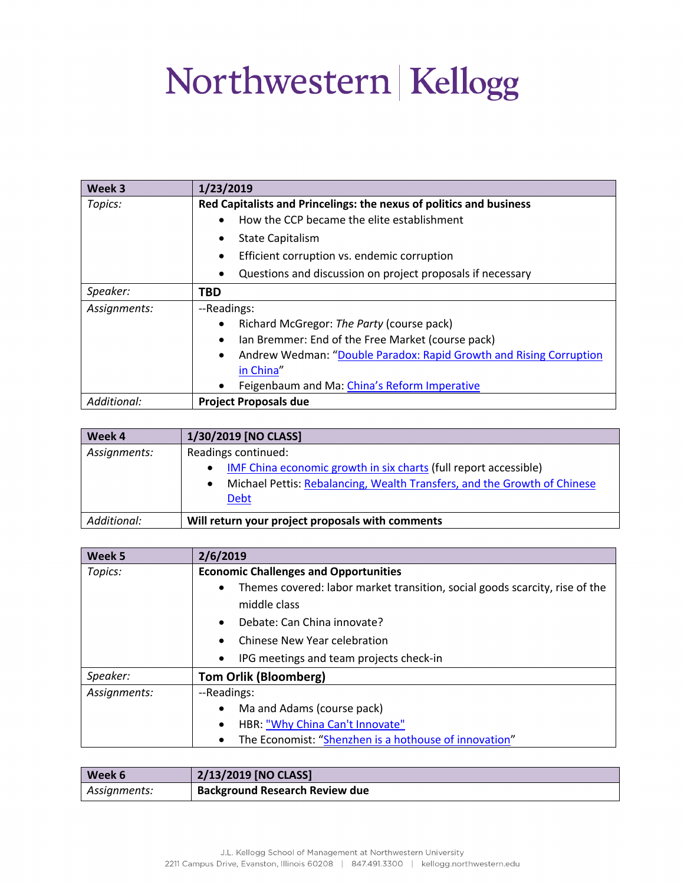# Northwestern | Kellogg

| Week 3 | 1/23/2019 |
|---|---|
| *Topics:* | **Red Capitalists and Princelings: the nexus of politics and business**<br>• How the CCP became the elite establishment<br>• State Capitalism<br>• Efficient corruption vs. endemic corruption<br>• Questions and discussion on project proposals if necessary |
| *Speaker:* | **TBD** |
| *Assignments:* | --Readings:<br>• Richard McGregor: *The Party* (course pack)<br>• Ian Bremmer: End of the Free Market (course pack)<br>• Andrew Wedman: "Double Paradox: Rapid Growth and Rising Corruption in China"<br>• Feigenbaum and Ma: China's Reform Imperative |
| *Additional:* | **Project Proposals due** |

| Week 4 | 1/30/2019 [NO CLASS] |
|---|---|
| *Assignments:* | Readings continued:<br>• IMF China economic growth in six charts (full report accessible)<br>• Michael Pettis: Rebalancing, Wealth Transfers, and the Growth of Chinese Debt |
| *Additional:* | **Will return your project proposals with comments** |

| Week 5 | 2/6/2019 |
|---|---|
| *Topics:* | **Economic Challenges and Opportunities**<br>• Themes covered: labor market transition, social goods scarcity, rise of the middle class<br>• Debate: Can China innovate?<br>• Chinese New Year celebration<br>• IPG meetings and team projects check-in |
| *Speaker:* | **Tom Orlik (Bloomberg)** |
| *Assignments:* | --Readings:<br>• Ma and Adams (course pack)<br>• HBR: "Why China Can't Innovate"<br>• The Economist: "Shenzhen is a hothouse of innovation" |

| Week 6 | 2/13/2019 [NO CLASS] |
|---|---|
| *Assignments:* | **Background Research Review due** |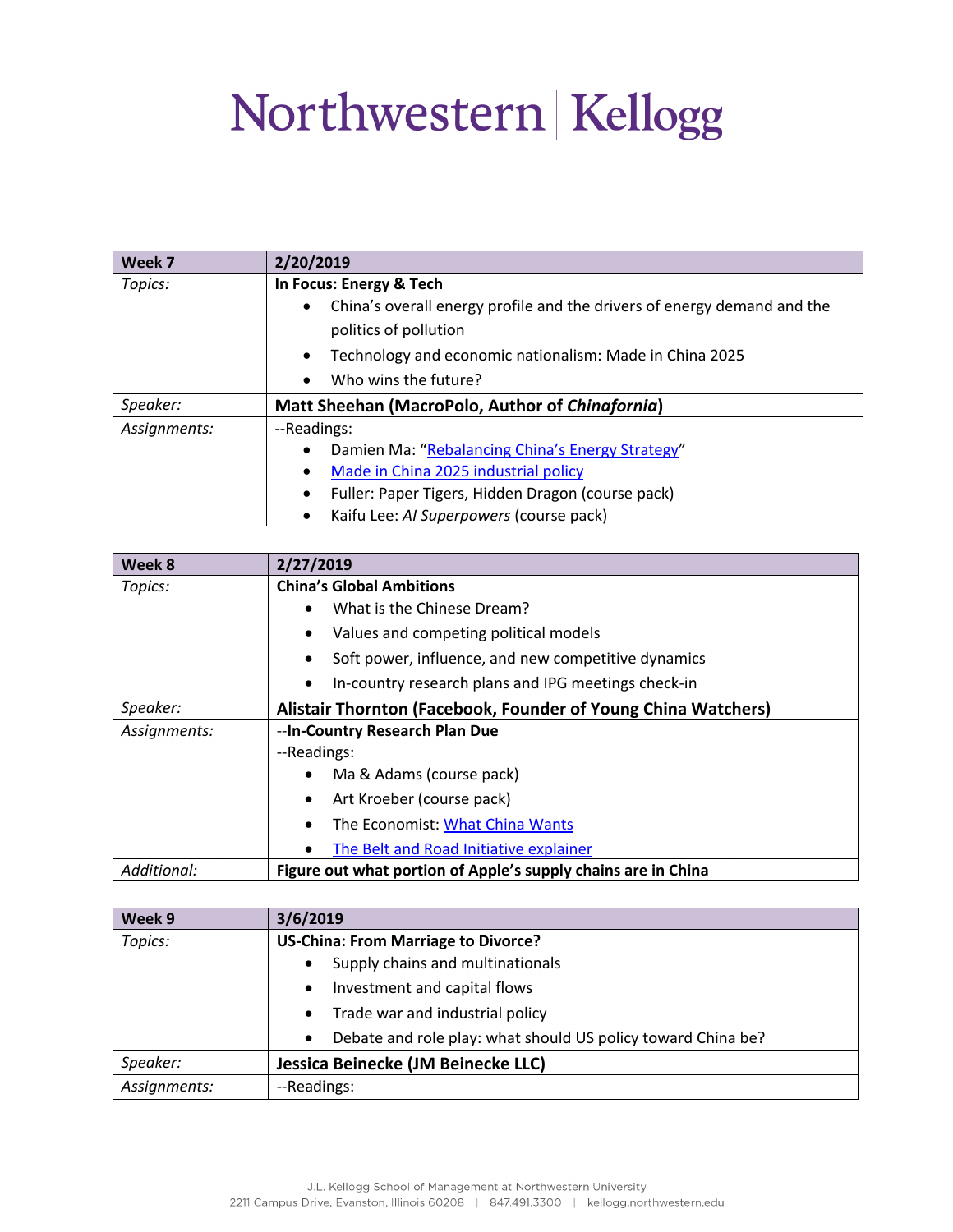| Week 7 | 2/20/2019 |
| --- | --- |
| *Topics:* | **In Focus: Energy & Tech**<br>• China's overall energy profile and the drivers of energy demand and the politics of pollution<br>• Technology and economic nationalism: Made in China 2025<br>• Who wins the future? |
| *Speaker:* | **Matt Sheehan (MacroPolo, Author of *Chinafornia*)** |
| *Assignments:* | --Readings:<br>• Damien Ma: "Rebalancing China's Energy Strategy"<br>• Made in China 2025 industrial policy<br>• Fuller: Paper Tigers, Hidden Dragon (course pack)<br>• Kaifu Lee: *AI Superpowers* (course pack) |

| Week 8 | 2/27/2019 |
| --- | --- |
| *Topics:* | **China's Global Ambitions**<br>• What is the Chinese Dream?<br>• Values and competing political models<br>• Soft power, influence, and new competitive dynamics<br>• In-country research plans and IPG meetings check-in |
| *Speaker:* | **Alistair Thornton (Facebook, Founder of Young China Watchers)** |
| *Assignments:* | --**In-Country Research Plan Due**<br>--Readings:<br>• Ma & Adams (course pack)<br>• Art Kroeber (course pack)<br>• The Economist: What China Wants<br>• The Belt and Road Initiative explainer |
| *Additional:* | **Figure out what portion of Apple's supply chains are in China** |

| Week 9 | 3/6/2019 |
| --- | --- |
| *Topics:* | **US-China: From Marriage to Divorce?**<br>• Supply chains and multinationals<br>• Investment and capital flows<br>• Trade war and industrial policy<br>• Debate and role play: what should US policy toward China be? |
| *Speaker:* | **Jessica Beinecke (JM Beinecke LLC)** |
| *Assignments:* | --Readings: |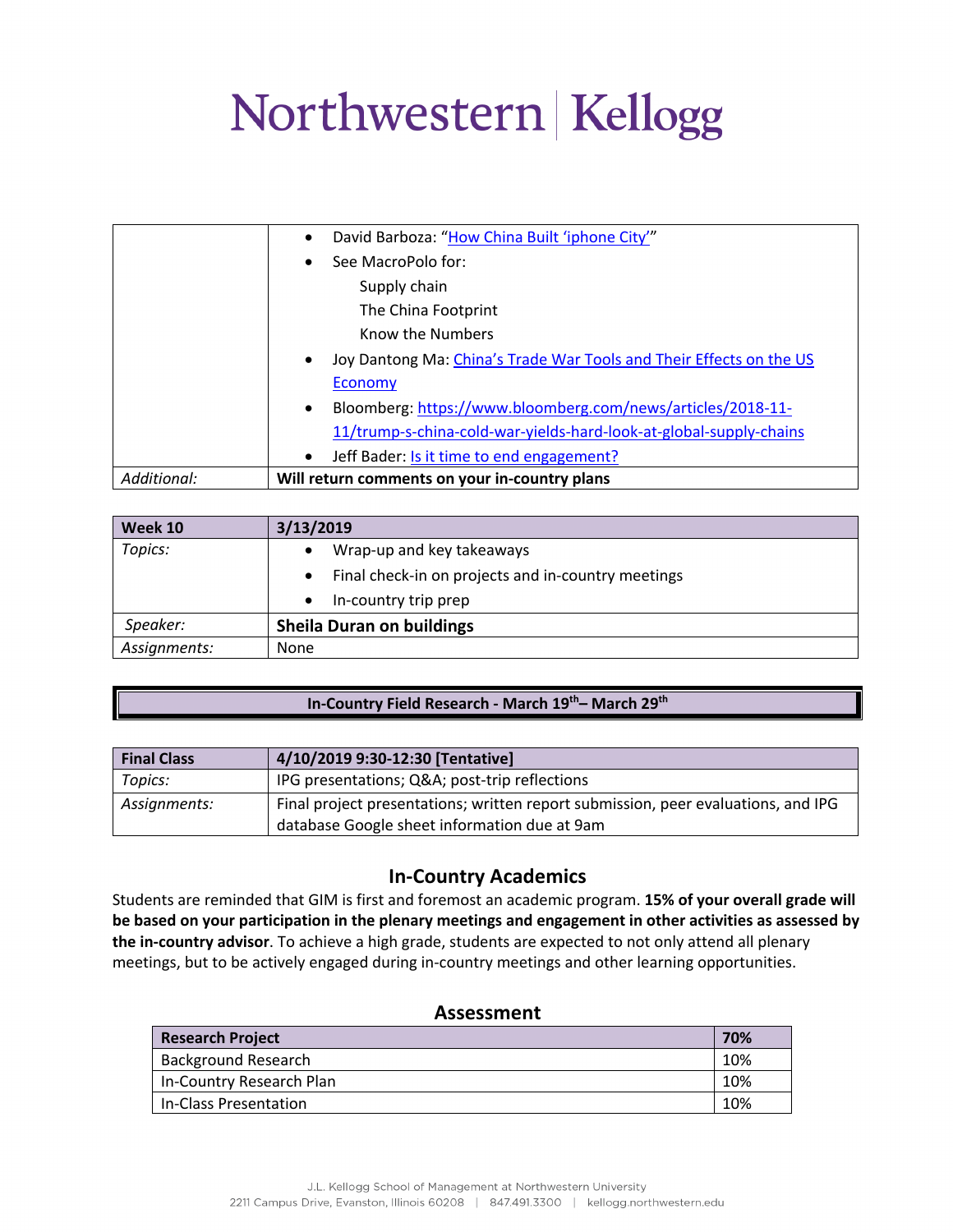| | |
|---|---|
| | • David Barboza: "How China Built 'iphone City'"<br>• See MacroPolo for:<br>Supply chain<br>The China Footprint<br>Know the Numbers<br>• Joy Dantong Ma: China's Trade War Tools and Their Effects on the US Economy<br>• Bloomberg: https://www.bloomberg.com/news/articles/2018-11-11/trump-s-china-cold-war-yields-hard-look-at-global-supply-chains<br>• Jeff Bader: Is it time to end engagement? |
| *Additional:* | **Will return comments on your in-country plans** |

| **Week 10** | **3/13/2019** |
|---|---|
| *Topics:* | • Wrap-up and key takeaways<br>• Final check-in on projects and in-country meetings<br>• In-country trip prep |
| *Speaker:* | **Sheila Duran on buildings** |
| *Assignments:* | None |

**In-Country Field Research - March 19th– March 29th**

| **Final Class** | **4/10/2019 9:30-12:30 [Tentative]** |
|---|---|
| *Topics:* | IPG presentations; Q&A; post-trip reflections |
| *Assignments:* | Final project presentations; written report submission, peer evaluations, and IPG database Google sheet information due at 9am |

## In-Country Academics

Students are reminded that GIM is first and foremost an academic program. **15% of your overall grade will be based on your participation in the plenary meetings and engagement in other activities as assessed by the in-country advisor**. To achieve a high grade, students are expected to not only attend all plenary meetings, but to be actively engaged during in-country meetings and other learning opportunities.

## Assessment

| **Research Project** | **70%** |
|---|---|
| Background Research | 10% |
| In-Country Research Plan | 10% |
| In-Class Presentation | 10% |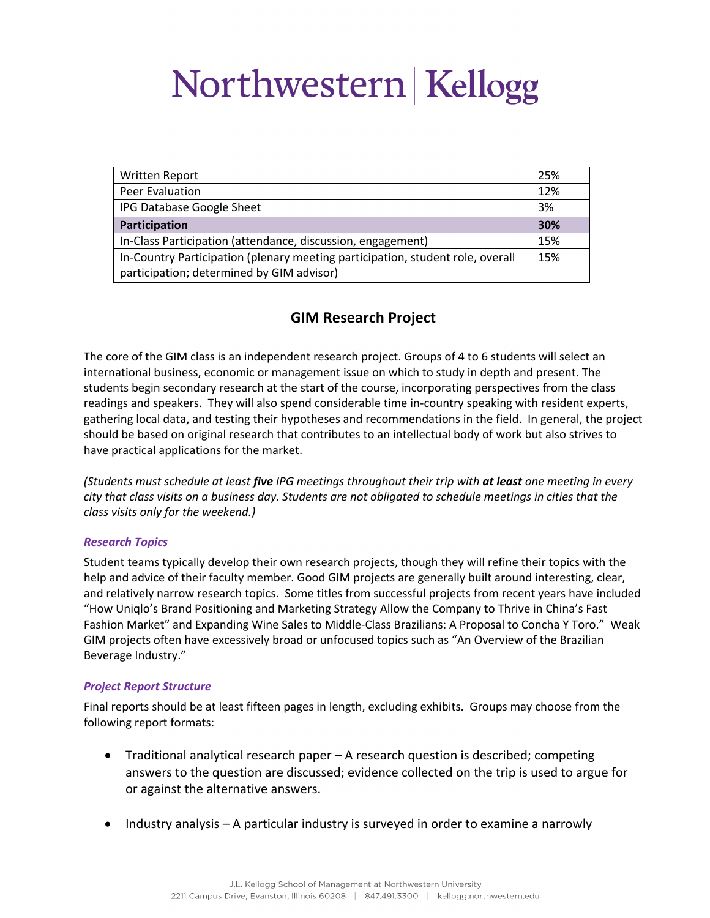| | |
|---|---|
| Written Report | 25% |
| Peer Evaluation | 12% |
| IPG Database Google Sheet | 3% |
| **Participation** | **30%** |
| In-Class Participation (attendance, discussion, engagement) | 15% |
| In-Country Participation (plenary meeting participation, student role, overall participation; determined by GIM advisor) | 15% |

## GIM Research Project

The core of the GIM class is an independent research project. Groups of 4 to 6 students will select an international business, economic or management issue on which to study in depth and present. The students begin secondary research at the start of the course, incorporating perspectives from the class readings and speakers. They will also spend considerable time in-country speaking with resident experts, gathering local data, and testing their hypotheses and recommendations in the field. In general, the project should be based on original research that contributes to an intellectual body of work but also strives to have practical applications for the market.

*(Students must schedule at least* ***five*** *IPG meetings throughout their trip with* ***at least*** *one meeting in every city that class visits on a business day. Students are not obligated to schedule meetings in cities that the class visits only for the weekend.)*

### *Research Topics*

Student teams typically develop their own research projects, though they will refine their topics with the help and advice of their faculty member. Good GIM projects are generally built around interesting, clear, and relatively narrow research topics. Some titles from successful projects from recent years have included "How Uniqlo's Brand Positioning and Marketing Strategy Allow the Company to Thrive in China's Fast Fashion Market" and Expanding Wine Sales to Middle-Class Brazilians: A Proposal to Concha Y Toro." Weak GIM projects often have excessively broad or unfocused topics such as "An Overview of the Brazilian Beverage Industry."

### *Project Report Structure*

Final reports should be at least fifteen pages in length, excluding exhibits. Groups may choose from the following report formats:

- Traditional analytical research paper – A research question is described; competing answers to the question are discussed; evidence collected on the trip is used to argue for or against the alternative answers.
- Industry analysis – A particular industry is surveyed in order to examine a narrowly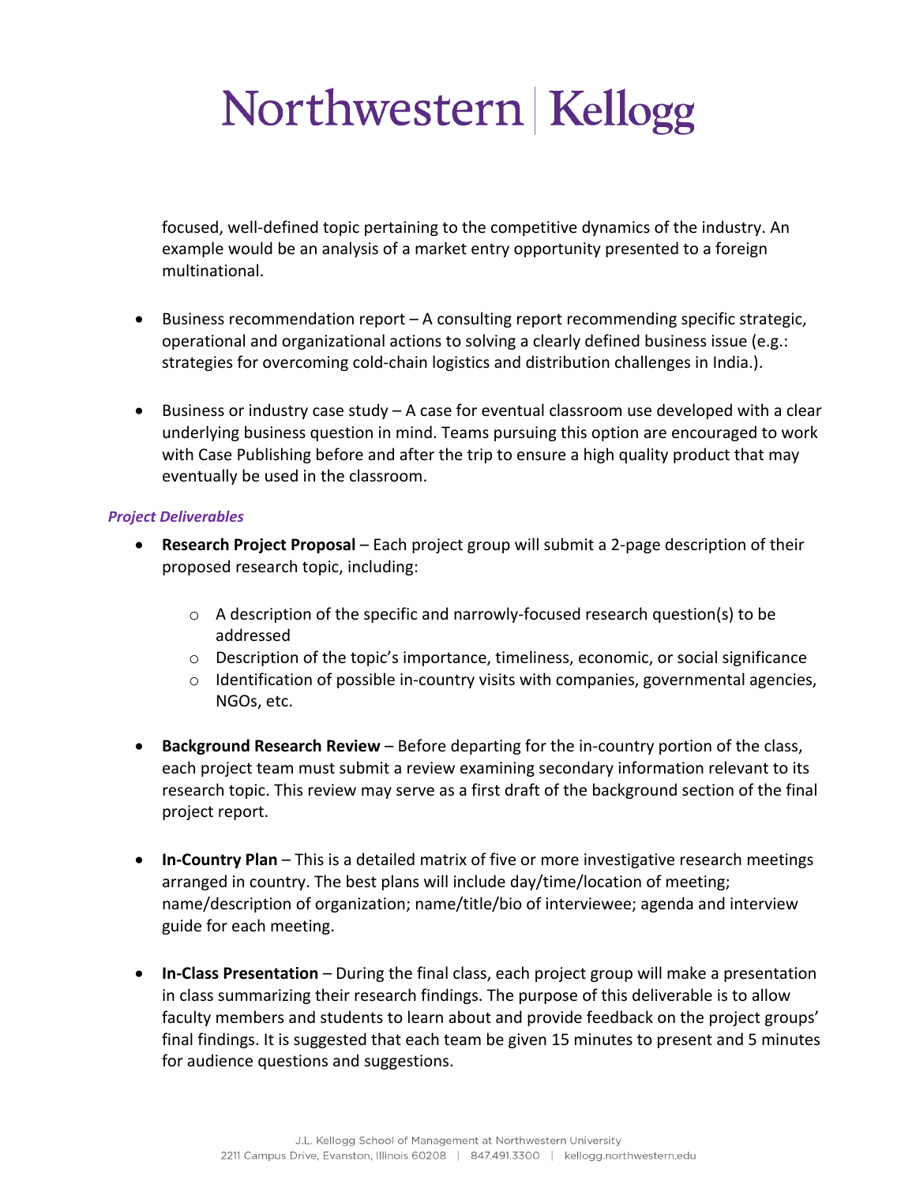focused, well-defined topic pertaining to the competitive dynamics of the industry. An example would be an analysis of a market entry opportunity presented to a foreign multinational.

- Business recommendation report – A consulting report recommending specific strategic, operational and organizational actions to solving a clearly defined business issue (e.g.: strategies for overcoming cold-chain logistics and distribution challenges in India.).

- Business or industry case study – A case for eventual classroom use developed with a clear underlying business question in mind. Teams pursuing this option are encouraged to work with Case Publishing before and after the trip to ensure a high quality product that may eventually be used in the classroom.

***Project Deliverables***

- **Research Project Proposal** – Each project group will submit a 2-page description of their proposed research topic, including:
  - A description of the specific and narrowly-focused research question(s) to be addressed
  - Description of the topic's importance, timeliness, economic, or social significance
  - Identification of possible in-country visits with companies, governmental agencies, NGOs, etc.

- **Background Research Review** – Before departing for the in-country portion of the class, each project team must submit a review examining secondary information relevant to its research topic. This review may serve as a first draft of the background section of the final project report.

- **In-Country Plan** – This is a detailed matrix of five or more investigative research meetings arranged in country. The best plans will include day/time/location of meeting; name/description of organization; name/title/bio of interviewee; agenda and interview guide for each meeting.

- **In-Class Presentation** – During the final class, each project group will make a presentation in class summarizing their research findings. The purpose of this deliverable is to allow faculty members and students to learn about and provide feedback on the project groups' final findings. It is suggested that each team be given 15 minutes to present and 5 minutes for audience questions and suggestions.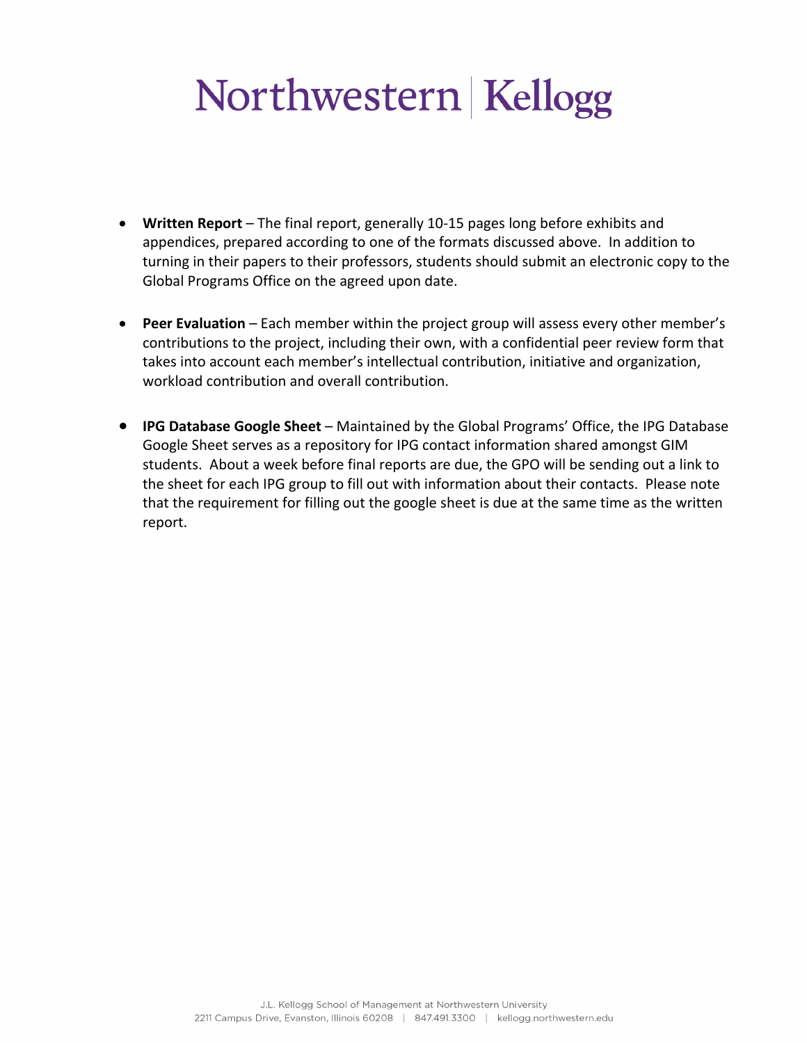- **Written Report** – The final report, generally 10-15 pages long before exhibits and appendices, prepared according to one of the formats discussed above. In addition to turning in their papers to their professors, students should submit an electronic copy to the Global Programs Office on the agreed upon date.

- **Peer Evaluation** – Each member within the project group will assess every other member's contributions to the project, including their own, with a confidential peer review form that takes into account each member's intellectual contribution, initiative and organization, workload contribution and overall contribution.

- **IPG Database Google Sheet** – Maintained by the Global Programs' Office, the IPG Database Google Sheet serves as a repository for IPG contact information shared amongst GIM students. About a week before final reports are due, the GPO will be sending out a link to the sheet for each IPG group to fill out with information about their contacts. Please note that the requirement for filling out the google sheet is due at the same time as the written report.